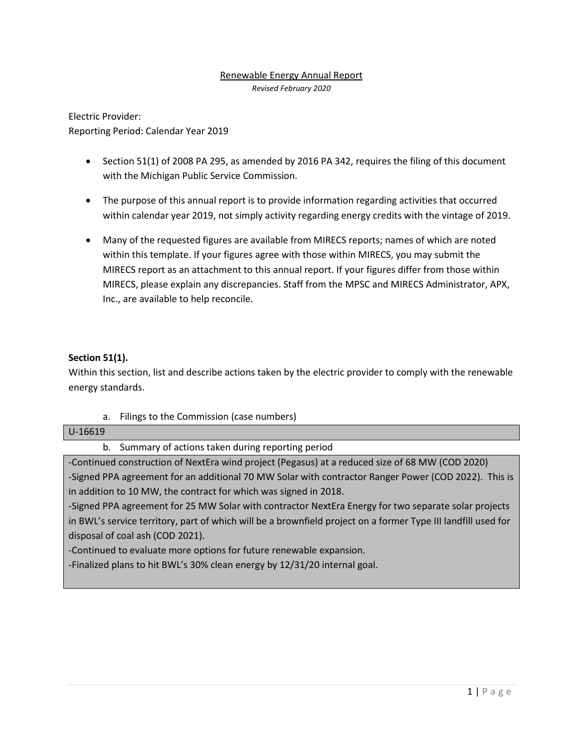# Renewable Energy Annual Report

*Revised February 2020*

Electric Provider:

Reporting Period: Calendar Year 2019

- Section 51(1) of 2008 PA 295, as amended by 2016 PA 342, requires the filing of this document with the Michigan Public Service Commission.
- The purpose of this annual report is to provide information regarding activities that occurred within calendar year 2019, not simply activity regarding energy credits with the vintage of 2019.
- Many of the requested figures are available from MIRECS reports; names of which are noted within this template. If your figures agree with those within MIRECS, you may submit the MIRECS report as an attachment to this annual report. If your figures differ from those within MIRECS, please explain any discrepancies. Staff from the MPSC and MIRECS Administrator, APX, Inc., are available to help reconcile.

**Section 51(1).**

Within this section, list and describe actions taken by the electric provider to comply with the renewable energy standards.

a. Filings to the Commission (case numbers)

U-16619

b. Summary of actions taken during reporting period

-Continued construction of NextEra wind project (Pegasus) at a reduced size of 68 MW (COD 2020)
-Signed PPA agreement for an additional 70 MW Solar with contractor Ranger Power (COD 2022). This is in addition to 10 MW, the contract for which was signed in 2018.
-Signed PPA agreement for 25 MW Solar with contractor NextEra Energy for two separate solar projects in BWL's service territory, part of which will be a brownfield project on a former Type III landfill used for disposal of coal ash (COD 2021).
-Continued to evaluate more options for future renewable expansion.
-Finalized plans to hit BWL's 30% clean energy by 12/31/20 internal goal.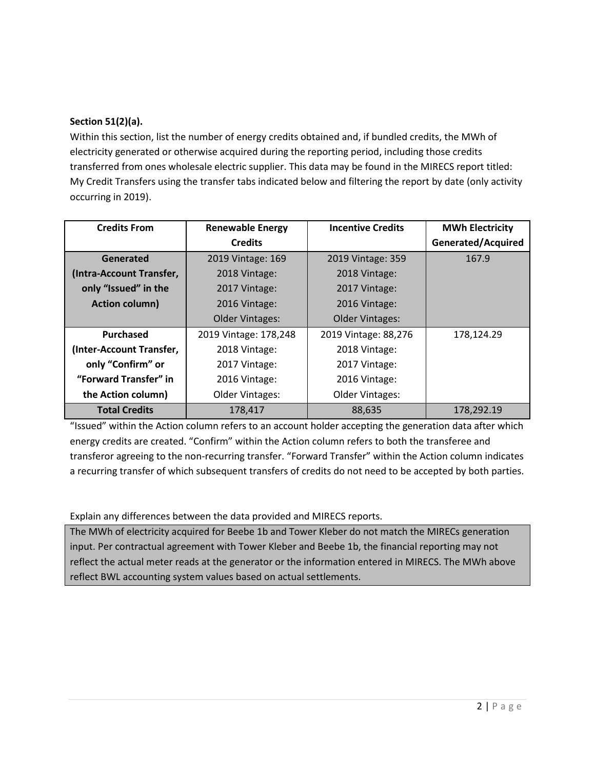**Section 51(2)(a).**

Within this section, list the number of energy credits obtained and, if bundled credits, the MWh of electricity generated or otherwise acquired during the reporting period, including those credits transferred from ones wholesale electric supplier. This data may be found in the MIRECS report titled: My Credit Transfers using the transfer tabs indicated below and filtering the report by date (only activity occurring in 2019).

| Credits From | Renewable Energy Credits | Incentive Credits | MWh Electricity Generated/Acquired |
|---|---|---|---|
| **Generated (Intra-Account Transfer, only "Issued" in the Action column)** | 2019 Vintage: 169<br>2018 Vintage:<br>2017 Vintage:<br>2016 Vintage:<br>Older Vintages: | 2019 Vintage: 359<br>2018 Vintage:<br>2017 Vintage:<br>2016 Vintage:<br>Older Vintages: | 167.9 |
| **Purchased (Inter-Account Transfer, only "Confirm" or "Forward Transfer" in the Action column)** | 2019 Vintage: 178,248<br>2018 Vintage:<br>2017 Vintage:<br>2016 Vintage:<br>Older Vintages: | 2019 Vintage: 88,276<br>2018 Vintage:<br>2017 Vintage:<br>2016 Vintage:<br>Older Vintages: | 178,124.29 |
| **Total Credits** | 178,417 | 88,635 | 178,292.19 |

"Issued" within the Action column refers to an account holder accepting the generation data after which energy credits are created. "Confirm" within the Action column refers to both the transferee and transferor agreeing to the non-recurring transfer. "Forward Transfer" within the Action column indicates a recurring transfer of which subsequent transfers of credits do not need to be accepted by both parties.

Explain any differences between the data provided and MIRECS reports.

The MWh of electricity acquired for Beebe 1b and Tower Kleber do not match the MIRECs generation input. Per contractual agreement with Tower Kleber and Beebe 1b, the financial reporting may not reflect the actual meter reads at the generator or the information entered in MIRECS. The MWh above reflect BWL accounting system values based on actual settlements.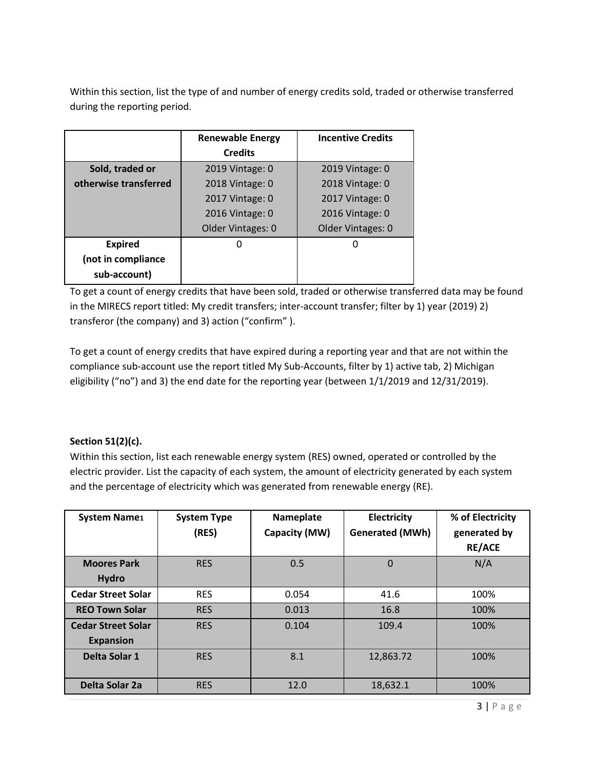Within this section, list the type of and number of energy credits sold, traded or otherwise transferred during the reporting period.

| | Renewable Energy Credits | Incentive Credits |
|---|---|---|
| **Sold, traded or otherwise transferred** | 2019 Vintage: 0<br>2018 Vintage: 0<br>2017 Vintage: 0<br>2016 Vintage: 0<br>Older Vintages: 0 | 2019 Vintage: 0<br>2018 Vintage: 0<br>2017 Vintage: 0<br>2016 Vintage: 0<br>Older Vintages: 0 |
| **Expired (not in compliance sub-account)** | 0 | 0 |

To get a count of energy credits that have been sold, traded or otherwise transferred data may be found in the MIRECS report titled: My credit transfers; inter-account transfer; filter by 1) year (2019) 2) transferor (the company) and 3) action ("confirm" ).

To get a count of energy credits that have expired during a reporting year and that are not within the compliance sub-account use the report titled My Sub-Accounts, filter by 1) active tab, 2) Michigan eligibility ("no") and 3) the end date for the reporting year (between 1/1/2019 and 12/31/2019).

**Section 51(2)(c).**

Within this section, list each renewable energy system (RES) owned, operated or controlled by the electric provider. List the capacity of each system, the amount of electricity generated by each system and the percentage of electricity which was generated from renewable energy (RE).

| System Name[1] | System Type (RES) | Nameplate Capacity (MW) | Electricity Generated (MWh) | % of Electricity generated by RE/ACE |
|---|---|---|---|---|
| **Moores Park Hydro** | RES | 0.5 | 0 | N/A |
| **Cedar Street Solar** | RES | 0.054 | 41.6 | 100% |
| **REO Town Solar** | RES | 0.013 | 16.8 | 100% |
| **Cedar Street Solar Expansion** | RES | 0.104 | 109.4 | 100% |
| **Delta Solar 1** | RES | 8.1 | 12,863.72 | 100% |
| **Delta Solar 2a** | RES | 12.0 | 18,632.1 | 100% |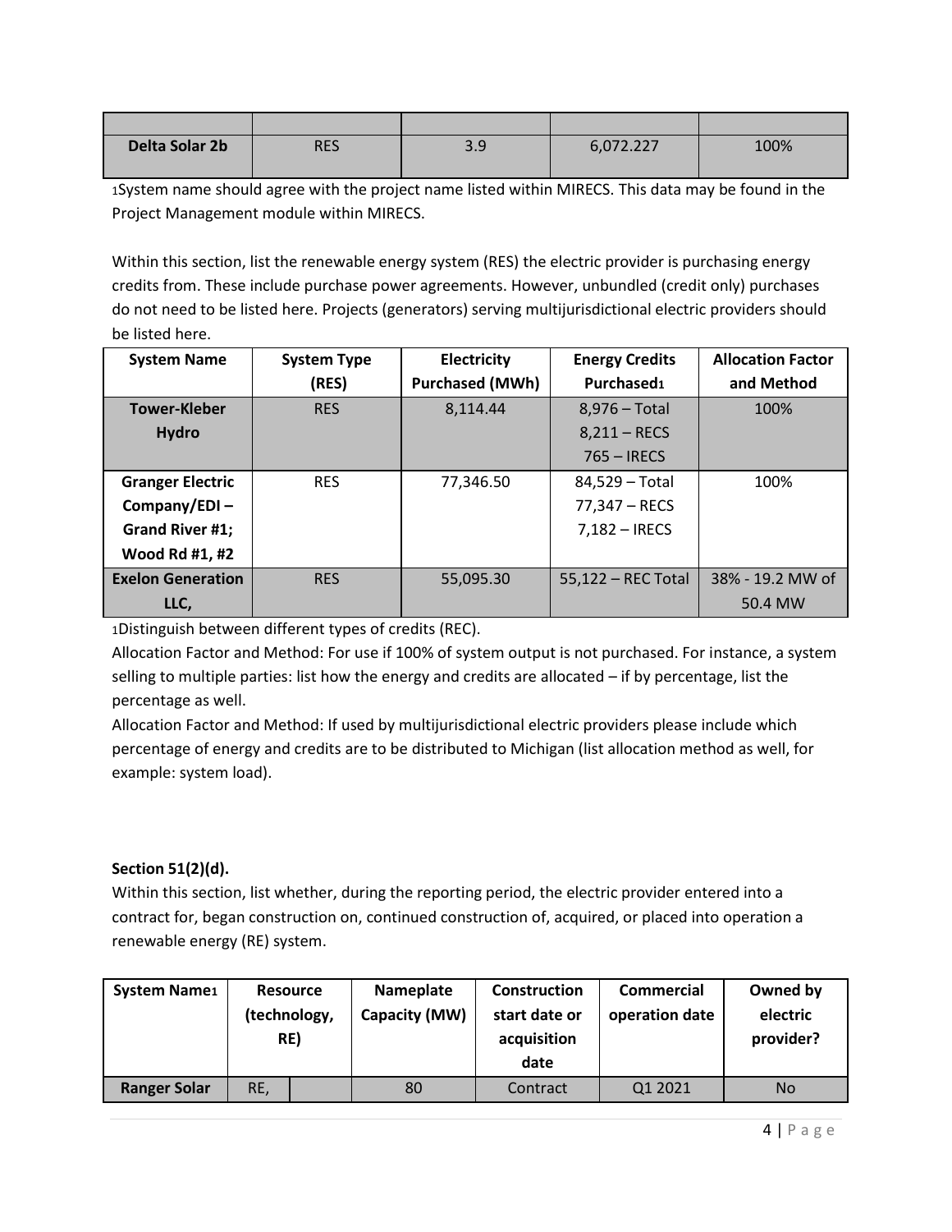| | | | | |
|---|---|---|---|---|
| **Delta Solar 2b** | RES | 3.9 | 6,072.227 | 100% |

[1]System name should agree with the project name listed within MIRECS. This data may be found in the Project Management module within MIRECS.

Within this section, list the renewable energy system (RES) the electric provider is purchasing energy credits from. These include purchase power agreements. However, unbundled (credit only) purchases do not need to be listed here. Projects (generators) serving multijurisdictional electric providers should be listed here.

| System Name | System Type (RES) | Electricity Purchased (MWh) | Energy Credits Purchased[1] | Allocation Factor and Method |
|---|---|---|---|---|
| **Tower-Kleber Hydro** | RES | 8,114.44 | 8,976 – Total<br>8,211 – RECS<br>765 – IRECS | 100% |
| **Granger Electric Company/EDI – Grand River #1; Wood Rd #1, #2** | RES | 77,346.50 | 84,529 – Total<br>77,347 – RECS<br>7,182 – IRECS | 100% |
| **Exelon Generation LLC,** | RES | 55,095.30 | 55,122 – REC Total | 38% - 19.2 MW of 50.4 MW |

[1]Distinguish between different types of credits (REC).

Allocation Factor and Method: For use if 100% of system output is not purchased. For instance, a system selling to multiple parties: list how the energy and credits are allocated – if by percentage, list the percentage as well.

Allocation Factor and Method: If used by multijurisdictional electric providers please include which percentage of energy and credits are to be distributed to Michigan (list allocation method as well, for example: system load).

**Section 51(2)(d).**

Within this section, list whether, during the reporting period, the electric provider entered into a contract for, began construction on, continued construction of, acquired, or placed into operation a renewable energy (RE) system.

| System Name[1] | Resource (technology, RE) | | Nameplate Capacity (MW) | Construction start date or acquisition date | Commercial operation date | Owned by electric provider? |
|---|---|---|---|---|---|---|
| **Ranger Solar** | RE, | | 80 | Contract | Q1 2021 | No |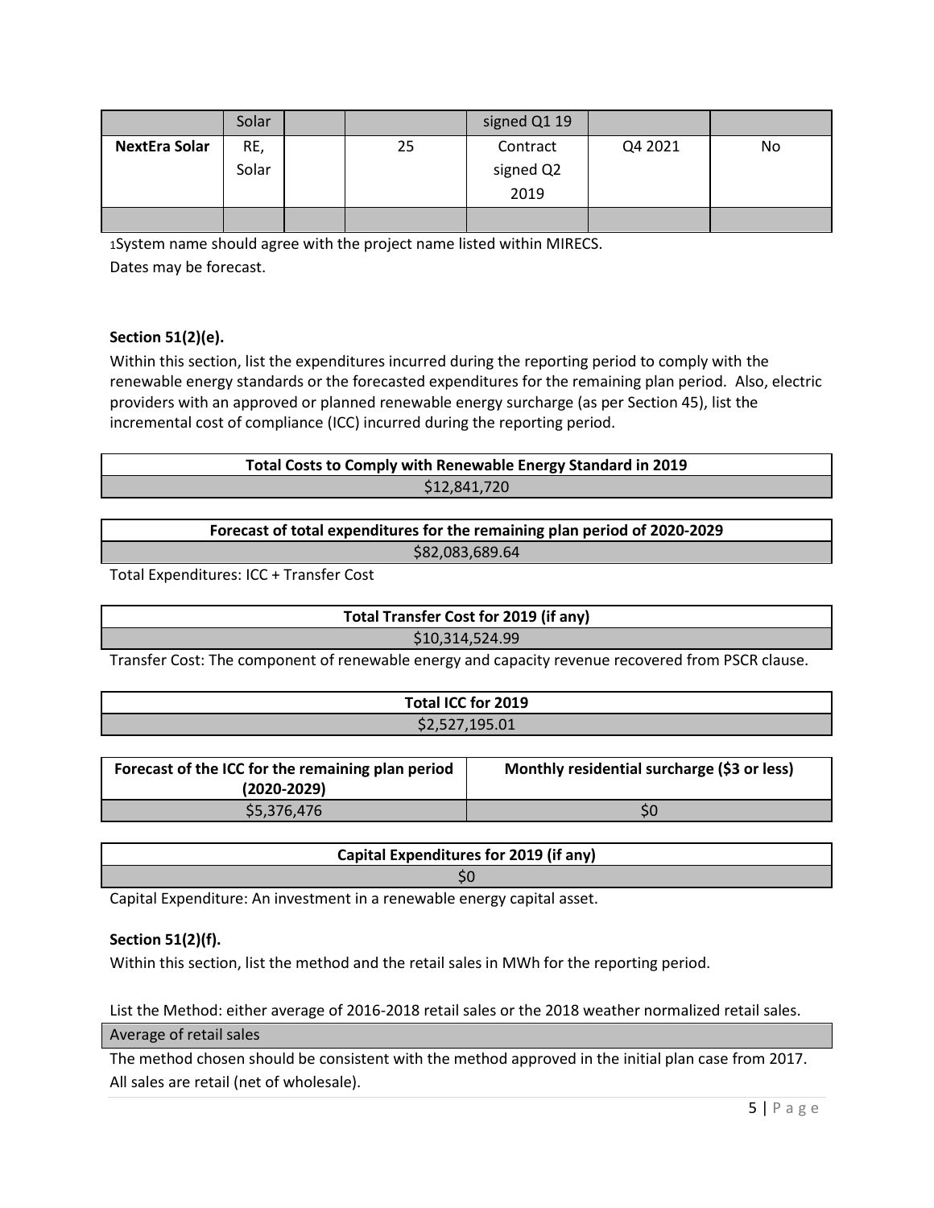| | Solar | | | signed Q1 19 | | |
|---|---|---|---|---|---|---|
| **NextEra Solar** | RE, Solar | | 25 | Contract signed Q2 2019 | Q4 2021 | No |
| | | | | | | |

1System name should agree with the project name listed within MIRECS.
Dates may be forecast.

**Section 51(2)(e).**

Within this section, list the expenditures incurred during the reporting period to comply with the renewable energy standards or the forecasted expenditures for the remaining plan period. Also, electric providers with an approved or planned renewable energy surcharge (as per Section 45), list the incremental cost of compliance (ICC) incurred during the reporting period.

| **Total Costs to Comply with Renewable Energy Standard in 2019** |
|---|
| $12,841,720 |

| **Forecast of total expenditures for the remaining plan period of 2020-2029** |
|---|
| $82,083,689.64 |

Total Expenditures: ICC + Transfer Cost

| **Total Transfer Cost for 2019 (if any)** |
|---|
| $10,314,524.99 |

Transfer Cost: The component of renewable energy and capacity revenue recovered from PSCR clause.

| **Total ICC for 2019** |
|---|
| $2,527,195.01 |

| **Forecast of the ICC for the remaining plan period (2020-2029)** | **Monthly residential surcharge ($3 or less)** |
|---|---|
| $5,376,476 | $0 |

| **Capital Expenditures for 2019 (if any)** |
|---|
| $0 |

Capital Expenditure: An investment in a renewable energy capital asset.

**Section 51(2)(f).**

Within this section, list the method and the retail sales in MWh for the reporting period.

List the Method: either average of 2016-2018 retail sales or the 2018 weather normalized retail sales.

| Average of retail sales |
|---|

The method chosen should be consistent with the method approved in the initial plan case from 2017.
All sales are retail (net of wholesale).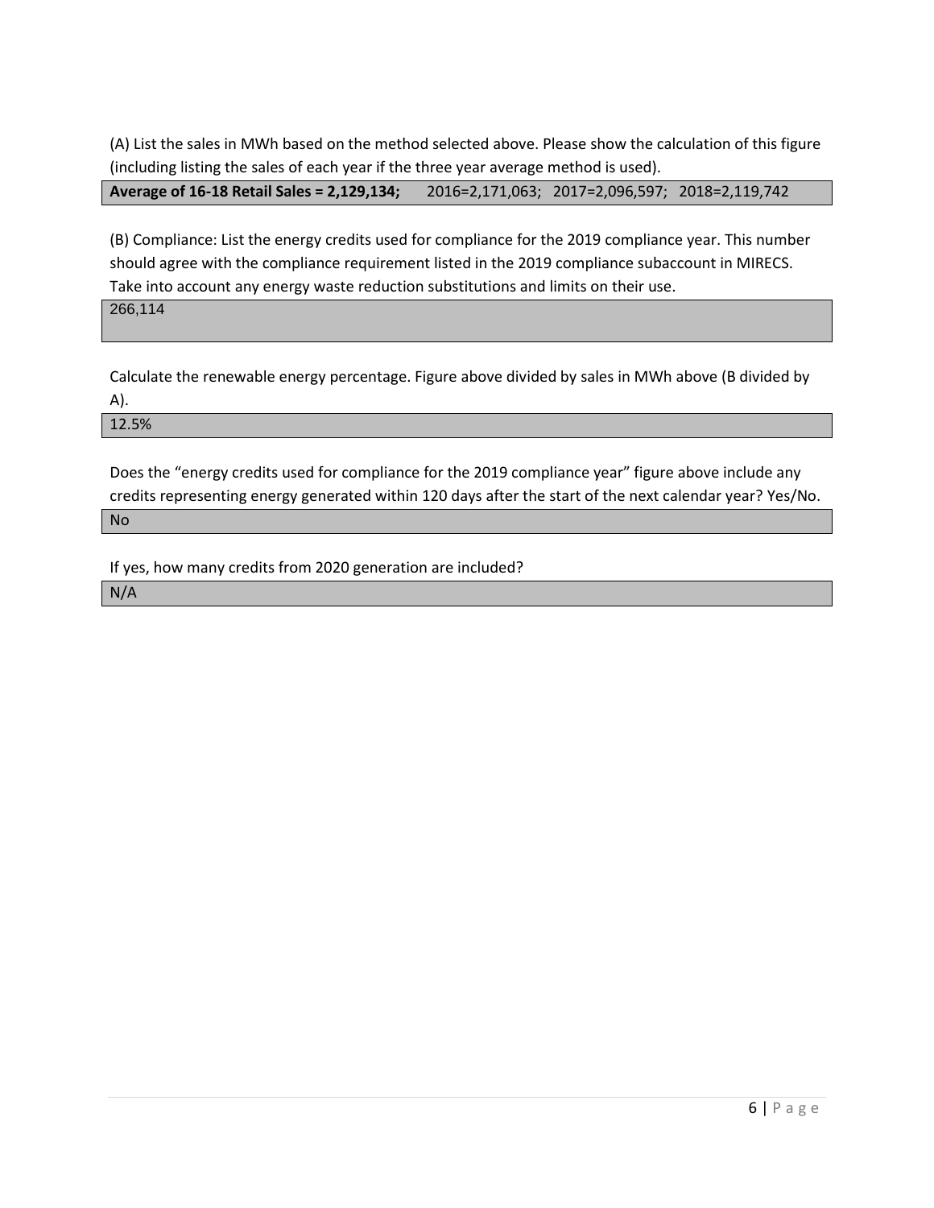(A) List the sales in MWh based on the method selected above. Please show the calculation of this figure (including listing the sales of each year if the three year average method is used).

**Average of 16-18 Retail Sales = 2,129,134;** 2016=2,171,063; 2017=2,096,597; 2018=2,119,742

(B) Compliance: List the energy credits used for compliance for the 2019 compliance year. This number should agree with the compliance requirement listed in the 2019 compliance subaccount in MIRECS. Take into account any energy waste reduction substitutions and limits on their use.

266,114

Calculate the renewable energy percentage. Figure above divided by sales in MWh above (B divided by A).

12.5%

Does the "energy credits used for compliance for the 2019 compliance year" figure above include any credits representing energy generated within 120 days after the start of the next calendar year? Yes/No.

No

If yes, how many credits from 2020 generation are included?

N/A